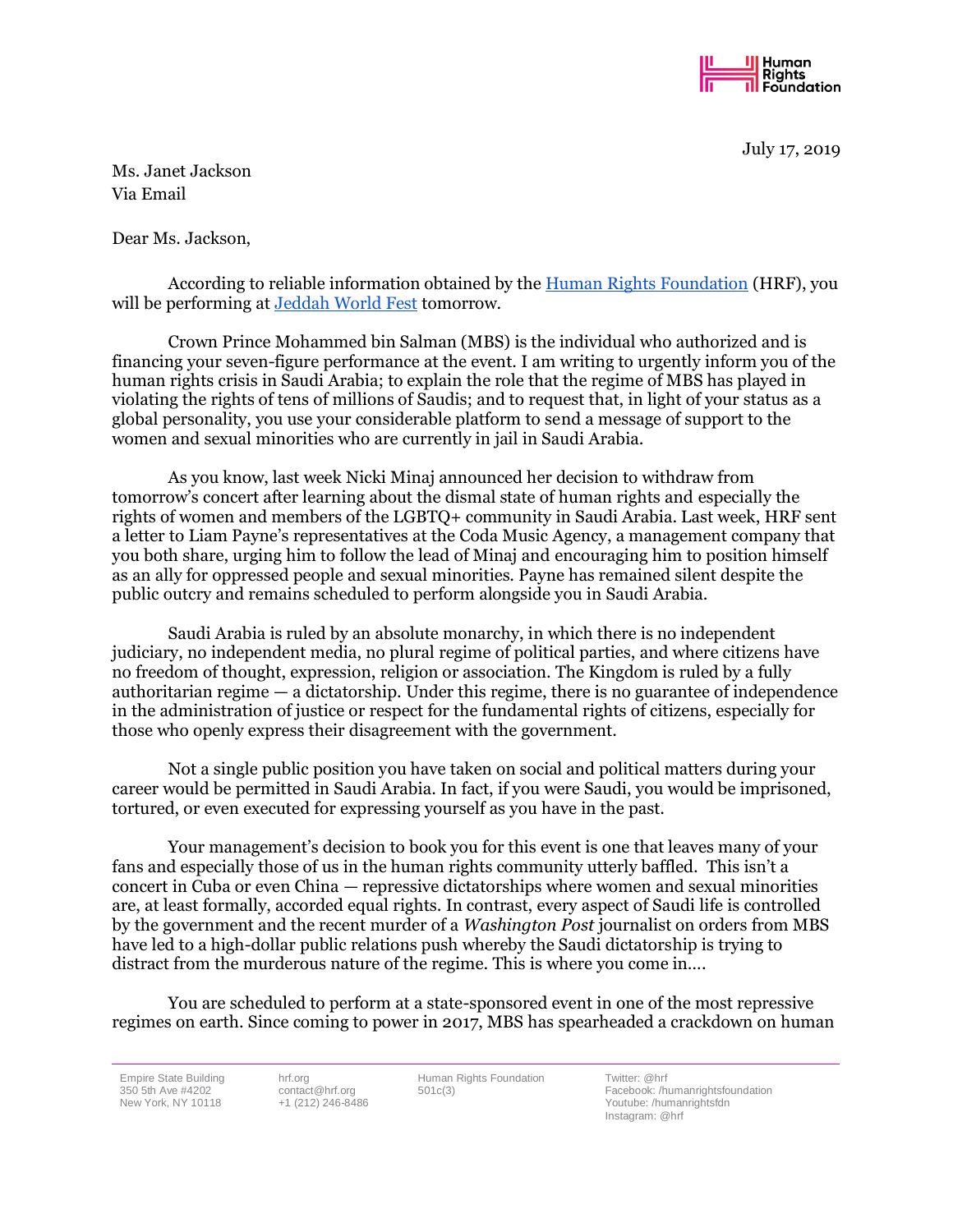Human Rights Foundation

July 17, 2019

Ms. Janet Jackson
Via Email

Dear Ms. Jackson,

According to reliable information obtained by the Human Rights Foundation (HRF), you will be performing at Jeddah World Fest tomorrow.

Crown Prince Mohammed bin Salman (MBS) is the individual who authorized and is financing your seven-figure performance at the event. I am writing to urgently inform you of the human rights crisis in Saudi Arabia; to explain the role that the regime of MBS has played in violating the rights of tens of millions of Saudis; and to request that, in light of your status as a global personality, you use your considerable platform to send a message of support to the women and sexual minorities who are currently in jail in Saudi Arabia.

As you know, last week Nicki Minaj announced her decision to withdraw from tomorrow's concert after learning about the dismal state of human rights and especially the rights of women and members of the LGBTQ+ community in Saudi Arabia. Last week, HRF sent a letter to Liam Payne's representatives at the Coda Music Agency, a management company that you both share, urging him to follow the lead of Minaj and encouraging him to position himself as an ally for oppressed people and sexual minorities. Payne has remained silent despite the public outcry and remains scheduled to perform alongside you in Saudi Arabia.

Saudi Arabia is ruled by an absolute monarchy, in which there is no independent judiciary, no independent media, no plural regime of political parties, and where citizens have no freedom of thought, expression, religion or association. The Kingdom is ruled by a fully authoritarian regime — a dictatorship. Under this regime, there is no guarantee of independence in the administration of justice or respect for the fundamental rights of citizens, especially for those who openly express their disagreement with the government.

Not a single public position you have taken on social and political matters during your career would be permitted in Saudi Arabia. In fact, if you were Saudi, you would be imprisoned, tortured, or even executed for expressing yourself as you have in the past.

Your management's decision to book you for this event is one that leaves many of your fans and especially those of us in the human rights community utterly baffled. This isn't a concert in Cuba or even China — repressive dictatorships where women and sexual minorities are, at least formally, accorded equal rights. In contrast, every aspect of Saudi life is controlled by the government and the recent murder of a *Washington Post* journalist on orders from MBS have led to a high-dollar public relations push whereby the Saudi dictatorship is trying to distract from the murderous nature of the regime. This is where you come in….

You are scheduled to perform at a state-sponsored event in one of the most repressive regimes on earth. Since coming to power in 2017, MBS has spearheaded a crackdown on human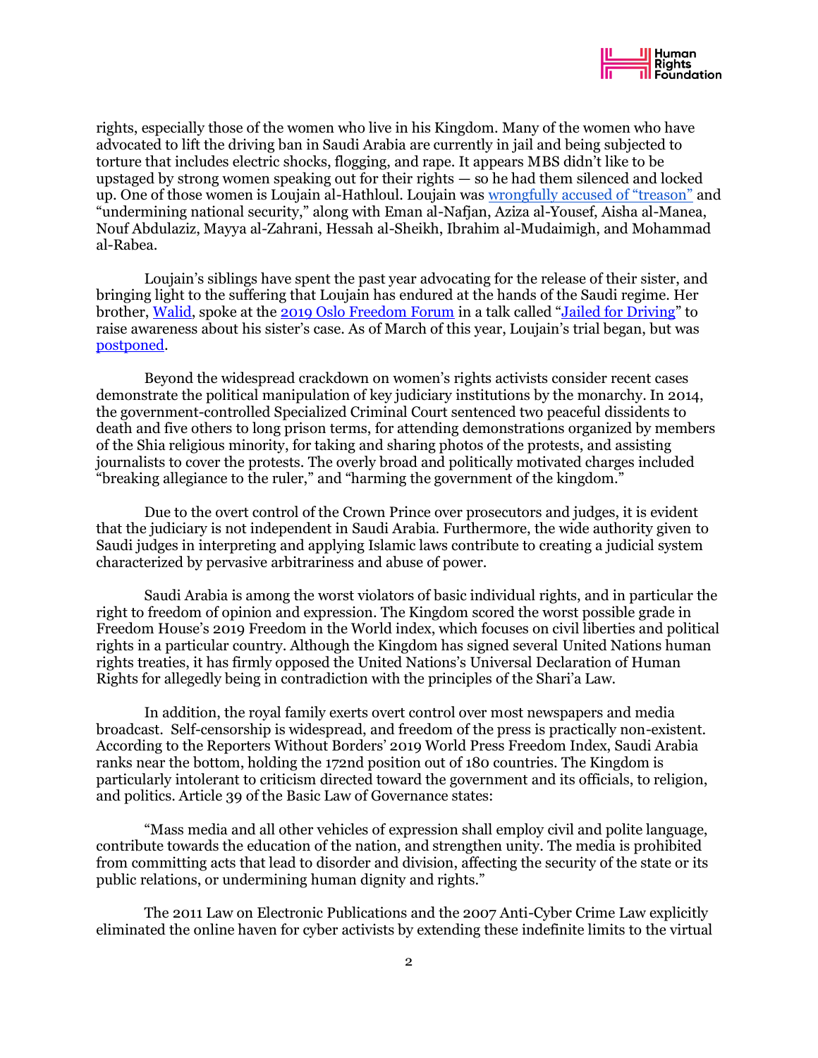rights, especially those of the women who live in his Kingdom. Many of the women who have advocated to lift the driving ban in Saudi Arabia are currently in jail and being subjected to torture that includes electric shocks, flogging, and rape. It appears MBS didn't like to be upstaged by strong women speaking out for their rights — so he had them silenced and locked up. One of those women is Loujain al-Hathloul. Loujain was wrongfully accused of "treason" and "undermining national security," along with Eman al-Nafjan, Aziza al-Yousef, Aisha al-Manea, Nouf Abdulaziz, Mayya al-Zahrani, Hessah al-Sheikh, Ibrahim al-Mudaimigh, and Mohammad al-Rabea.

Loujain's siblings have spent the past year advocating for the release of their sister, and bringing light to the suffering that Loujain has endured at the hands of the Saudi regime. Her brother, Walid, spoke at the 2019 Oslo Freedom Forum in a talk called "Jailed for Driving" to raise awareness about his sister's case. As of March of this year, Loujain's trial began, but was postponed.

Beyond the widespread crackdown on women's rights activists consider recent cases demonstrate the political manipulation of key judiciary institutions by the monarchy. In 2014, the government-controlled Specialized Criminal Court sentenced two peaceful dissidents to death and five others to long prison terms, for attending demonstrations organized by members of the Shia religious minority, for taking and sharing photos of the protests, and assisting journalists to cover the protests. The overly broad and politically motivated charges included "breaking allegiance to the ruler," and "harming the government of the kingdom."

Due to the overt control of the Crown Prince over prosecutors and judges, it is evident that the judiciary is not independent in Saudi Arabia. Furthermore, the wide authority given to Saudi judges in interpreting and applying Islamic laws contribute to creating a judicial system characterized by pervasive arbitrariness and abuse of power.

Saudi Arabia is among the worst violators of basic individual rights, and in particular the right to freedom of opinion and expression. The Kingdom scored the worst possible grade in Freedom House's 2019 Freedom in the World index, which focuses on civil liberties and political rights in a particular country. Although the Kingdom has signed several United Nations human rights treaties, it has firmly opposed the United Nations's Universal Declaration of Human Rights for allegedly being in contradiction with the principles of the Shari'a Law.

In addition, the royal family exerts overt control over most newspapers and media broadcast. Self-censorship is widespread, and freedom of the press is practically non-existent. According to the Reporters Without Borders' 2019 World Press Freedom Index, Saudi Arabia ranks near the bottom, holding the 172nd position out of 180 countries. The Kingdom is particularly intolerant to criticism directed toward the government and its officials, to religion, and politics. Article 39 of the Basic Law of Governance states:

"Mass media and all other vehicles of expression shall employ civil and polite language, contribute towards the education of the nation, and strengthen unity. The media is prohibited from committing acts that lead to disorder and division, affecting the security of the state or its public relations, or undermining human dignity and rights."

The 2011 Law on Electronic Publications and the 2007 Anti-Cyber Crime Law explicitly eliminated the online haven for cyber activists by extending these indefinite limits to the virtual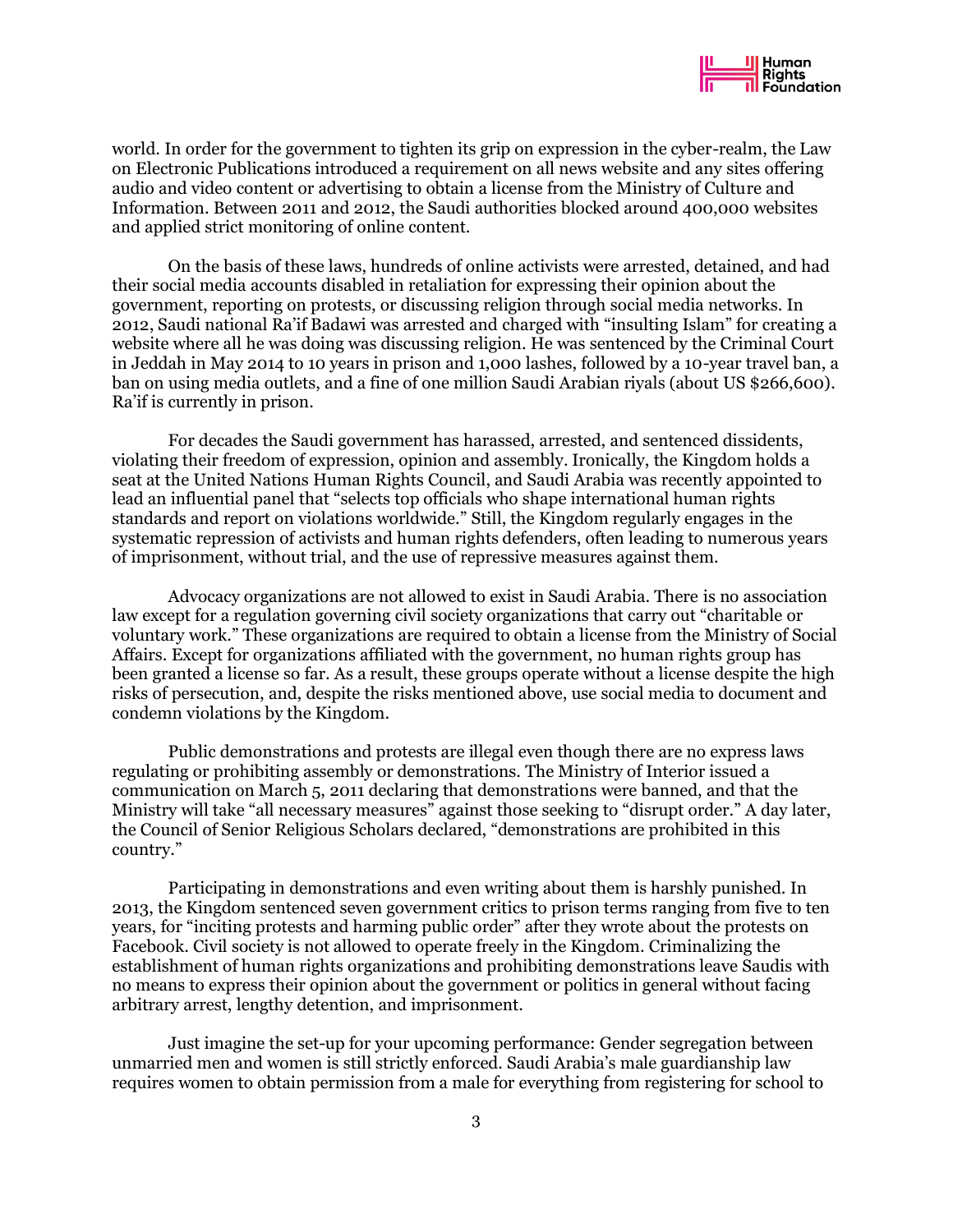world. In order for the government to tighten its grip on expression in the cyber-realm, the Law on Electronic Publications introduced a requirement on all news website and any sites offering audio and video content or advertising to obtain a license from the Ministry of Culture and Information. Between 2011 and 2012, the Saudi authorities blocked around 400,000 websites and applied strict monitoring of online content.

On the basis of these laws, hundreds of online activists were arrested, detained, and had their social media accounts disabled in retaliation for expressing their opinion about the government, reporting on protests, or discussing religion through social media networks. In 2012, Saudi national Ra'if Badawi was arrested and charged with "insulting Islam" for creating a website where all he was doing was discussing religion. He was sentenced by the Criminal Court in Jeddah in May 2014 to 10 years in prison and 1,000 lashes, followed by a 10-year travel ban, a ban on using media outlets, and a fine of one million Saudi Arabian riyals (about US $266,600). Ra'if is currently in prison.

For decades the Saudi government has harassed, arrested, and sentenced dissidents, violating their freedom of expression, opinion and assembly. Ironically, the Kingdom holds a seat at the United Nations Human Rights Council, and Saudi Arabia was recently appointed to lead an influential panel that "selects top officials who shape international human rights standards and report on violations worldwide." Still, the Kingdom regularly engages in the systematic repression of activists and human rights defenders, often leading to numerous years of imprisonment, without trial, and the use of repressive measures against them.

Advocacy organizations are not allowed to exist in Saudi Arabia. There is no association law except for a regulation governing civil society organizations that carry out "charitable or voluntary work." These organizations are required to obtain a license from the Ministry of Social Affairs. Except for organizations affiliated with the government, no human rights group has been granted a license so far. As a result, these groups operate without a license despite the high risks of persecution, and, despite the risks mentioned above, use social media to document and condemn violations by the Kingdom.

Public demonstrations and protests are illegal even though there are no express laws regulating or prohibiting assembly or demonstrations. The Ministry of Interior issued a communication on March 5, 2011 declaring that demonstrations were banned, and that the Ministry will take "all necessary measures" against those seeking to "disrupt order." A day later, the Council of Senior Religious Scholars declared, "demonstrations are prohibited in this country."

Participating in demonstrations and even writing about them is harshly punished. In 2013, the Kingdom sentenced seven government critics to prison terms ranging from five to ten years, for "inciting protests and harming public order" after they wrote about the protests on Facebook. Civil society is not allowed to operate freely in the Kingdom. Criminalizing the establishment of human rights organizations and prohibiting demonstrations leave Saudis with no means to express their opinion about the government or politics in general without facing arbitrary arrest, lengthy detention, and imprisonment.

Just imagine the set-up for your upcoming performance: Gender segregation between unmarried men and women is still strictly enforced. Saudi Arabia's male guardianship law requires women to obtain permission from a male for everything from registering for school to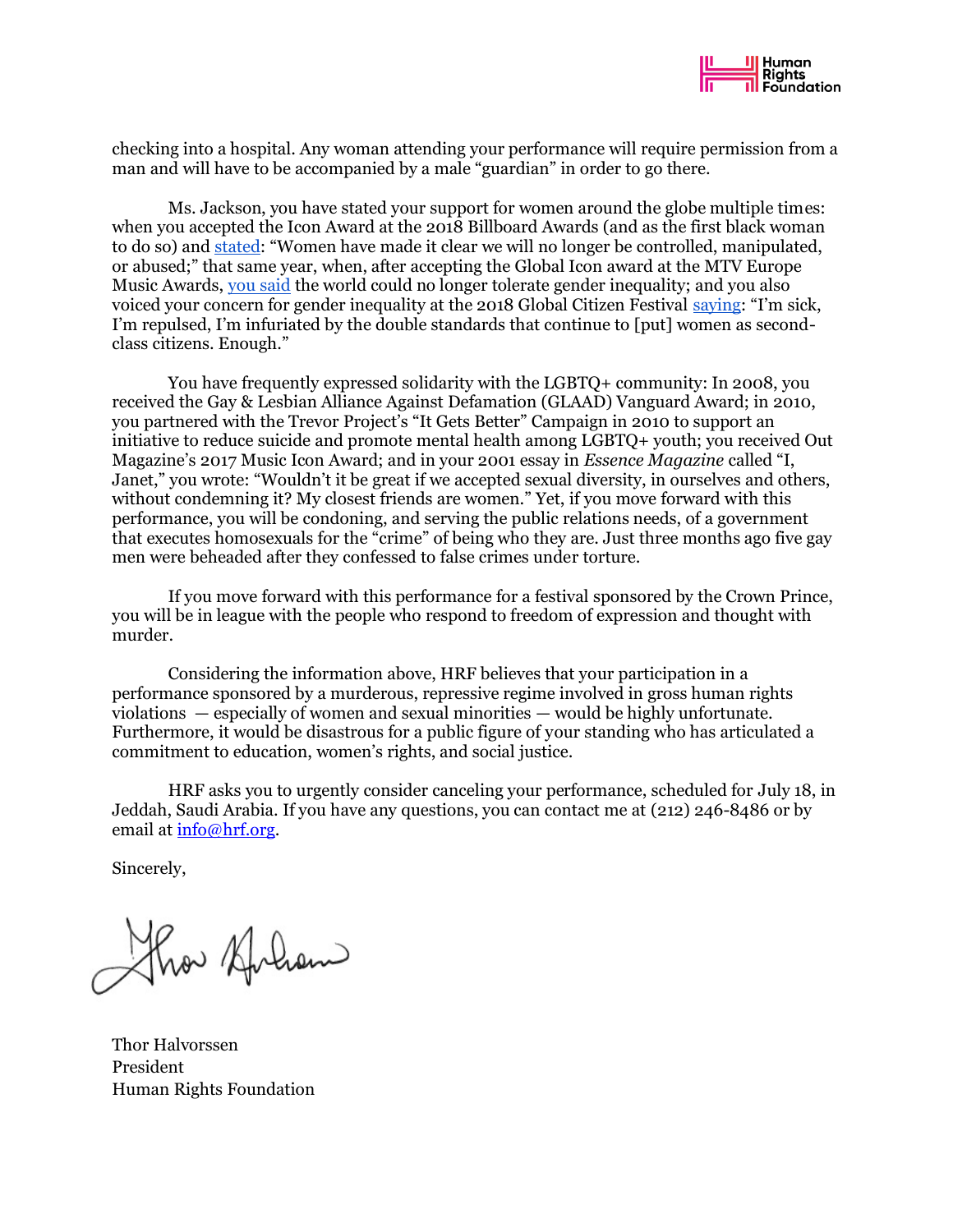checking into a hospital. Any woman attending your performance will require permission from a man and will have to be accompanied by a male "guardian" in order to go there.

Ms. Jackson, you have stated your support for women around the globe multiple times: when you accepted the Icon Award at the 2018 Billboard Awards (and as the first black woman to do so) and stated: "Women have made it clear we will no longer be controlled, manipulated, or abused;" that same year, when, after accepting the Global Icon award at the MTV Europe Music Awards, you said the world could no longer tolerate gender inequality; and you also voiced your concern for gender inequality at the 2018 Global Citizen Festival saying: "I'm sick, I'm repulsed, I'm infuriated by the double standards that continue to [put] women as second-class citizens. Enough."

You have frequently expressed solidarity with the LGBTQ+ community: In 2008, you received the Gay & Lesbian Alliance Against Defamation (GLAAD) Vanguard Award; in 2010, you partnered with the Trevor Project's "It Gets Better" Campaign in 2010 to support an initiative to reduce suicide and promote mental health among LGBTQ+ youth; you received Out Magazine's 2017 Music Icon Award; and in your 2001 essay in *Essence Magazine* called "I, Janet," you wrote: "Wouldn't it be great if we accepted sexual diversity, in ourselves and others, without condemning it? My closest friends are women." Yet, if you move forward with this performance, you will be condoning, and serving the public relations needs, of a government that executes homosexuals for the "crime" of being who they are. Just three months ago five gay men were beheaded after they confessed to false crimes under torture.

If you move forward with this performance for a festival sponsored by the Crown Prince, you will be in league with the people who respond to freedom of expression and thought with murder.

Considering the information above, HRF believes that your participation in a performance sponsored by a murderous, repressive regime involved in gross human rights violations — especially of women and sexual minorities — would be highly unfortunate. Furthermore, it would be disastrous for a public figure of your standing who has articulated a commitment to education, women's rights, and social justice.

HRF asks you to urgently consider canceling your performance, scheduled for July 18, in Jeddah, Saudi Arabia. If you have any questions, you can contact me at (212) 246-8486 or by email at info@hrf.org.

Sincerely,

Thor Halvorssen
President
Human Rights Foundation